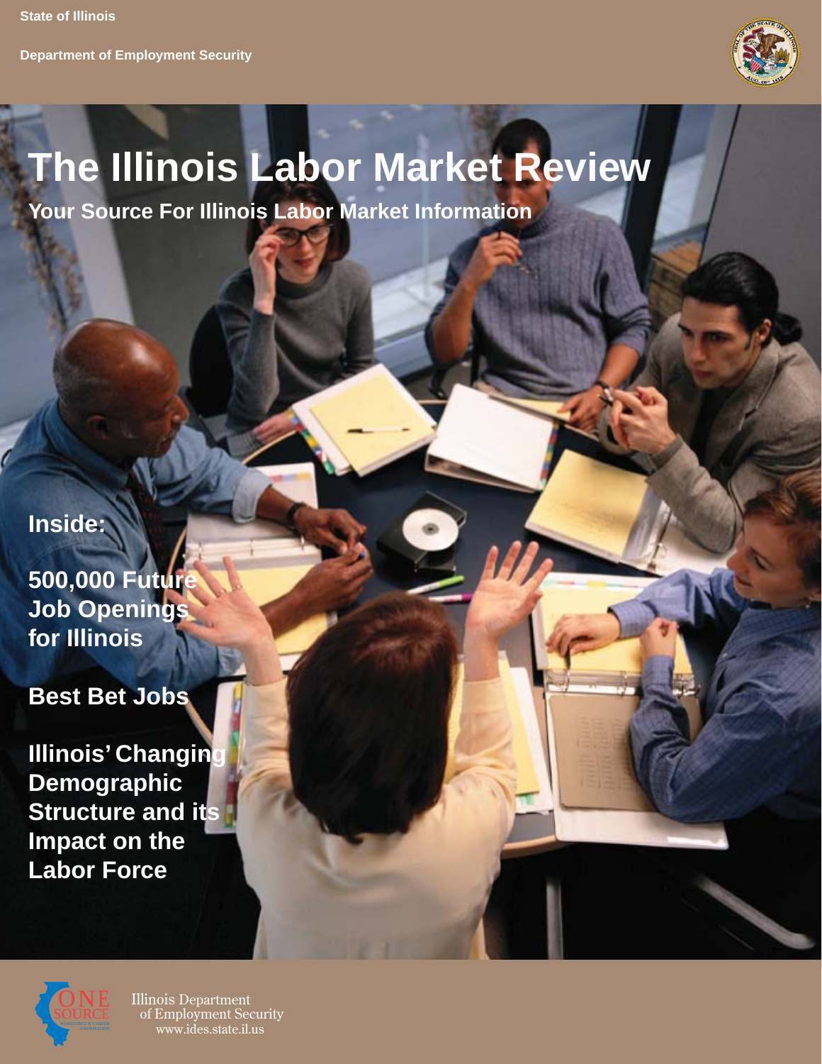State of Illinois

Department of Employment Security

# The Illinois Labor Market Review

## Your Source For Illinois Labor Market Information

**Inside:**

**500,000 Future Job Openings for Illinois**

**Best Bet Jobs**

**Illinois' Changing Demographic Structure and its Impact on the Labor Force**

Illinois Department of Employment Security
www.ides.state.il.us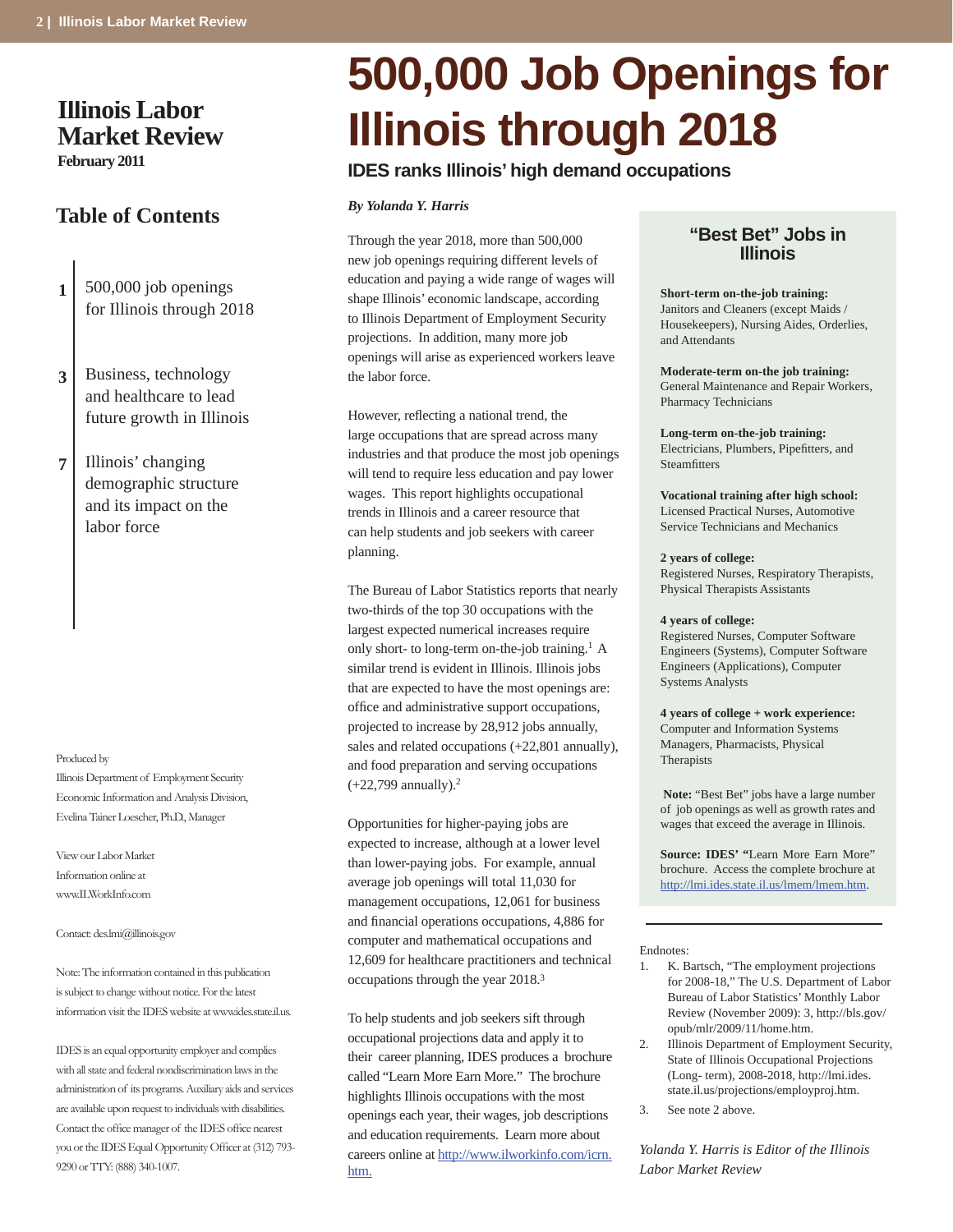# Illinois Labor Market Review

**February 2011**

## Table of Contents

1. 500,000 job openings for Illinois through 2018
3. Business, technology and healthcare to lead future growth in Illinois
7. Illinois' changing demographic structure and its impact on the labor force

Produced by
Illinois Department of Employment Security
Economic Information and Analysis Division,
Evelina Tainer Loescher, Ph.D., Manager

View our Labor Market Information online at www.ILWorkInfo.com

Contact: des.lmi@illinois.gov

Note: The information contained in this publication is subject to change without notice. For the latest information visit the IDES website at www.ides.state.il.us.

IDES is an equal opportunity employer and complies with all state and federal nondiscrimination laws in the administration of its programs. Auxiliary aids and services are available upon request to individuals with disabilities. Contact the office manager of the IDES office nearest you or the IDES Equal Opportunity Officer at (312) 793-9290 or TTY: (888) 340-1007.

# 500,000 Job Openings for Illinois through 2018

## IDES ranks Illinois' high demand occupations

*By Yolanda Y. Harris*

Through the year 2018, more than 500,000 new job openings requiring different levels of education and paying a wide range of wages will shape Illinois' economic landscape, according to Illinois Department of Employment Security projections. In addition, many more job openings will arise as experienced workers leave the labor force.

However, reflecting a national trend, the large occupations that are spread across many industries and that produce the most job openings will tend to require less education and pay lower wages. This report highlights occupational trends in Illinois and a career resource that can help students and job seekers with career planning.

The Bureau of Labor Statistics reports that nearly two-thirds of the top 30 occupations with the largest expected numerical increases require only short- to long-term on-the-job training.[1] A similar trend is evident in Illinois. Illinois jobs that are expected to have the most openings are: office and administrative support occupations, projected to increase by 28,912 jobs annually, sales and related occupations (+22,801 annually), and food preparation and serving occupations (+22,799 annually).[2]

Opportunities for higher-paying jobs are expected to increase, although at a lower level than lower-paying jobs. For example, annual average job openings will total 11,030 for management occupations, 12,061 for business and financial operations occupations, 4,886 for computer and mathematical occupations and 12,609 for healthcare practitioners and technical occupations through the year 2018.[3]

To help students and job seekers sift through occupational projections data and apply it to their career planning, IDES produces a brochure called "Learn More Earn More." The brochure highlights Illinois occupations with the most openings each year, their wages, job descriptions and education requirements. Learn more about careers online at http://www.ilworkinfo.com/icrn.htm.

### "Best Bet" Jobs in Illinois

**Short-term on-the-job training:**
Janitors and Cleaners (except Maids / Housekeepers), Nursing Aides, Orderlies, and Attendants

**Moderate-term on-the job training:**
General Maintenance and Repair Workers, Pharmacy Technicians

**Long-term on-the-job training:**
Electricians, Plumbers, Pipefitters, and Steamfitters

**Vocational training after high school:**
Licensed Practical Nurses, Automotive Service Technicians and Mechanics

**2 years of college:**
Registered Nurses, Respiratory Therapists, Physical Therapists Assistants

**4 years of college:**
Registered Nurses, Computer Software Engineers (Systems), Computer Software Engineers (Applications), Computer Systems Analysts

**4 years of college + work experience:**
Computer and Information Systems Managers, Pharmacists, Physical Therapists

**Note:** "Best Bet" jobs have a large number of job openings as well as growth rates and wages that exceed the average in Illinois.

**Source: IDES' "**Learn More Earn More" brochure. Access the complete brochure at http://lmi.ides.state.il.us/lmem/lmem.htm.

---

Endnotes:

1. K. Bartsch, "The employment projections for 2008-18," The U.S. Department of Labor Bureau of Labor Statistics' Monthly Labor Review (November 2009): 3, http://bls.gov/opub/mlr/2009/11/home.htm.
2. Illinois Department of Employment Security, State of Illinois Occupational Projections (Long- term), 2008-2018, http://lmi.ides.state.il.us/projections/employproj.htm.
3. See note 2 above.

*Yolanda Y. Harris is Editor of the Illinois Labor Market Review*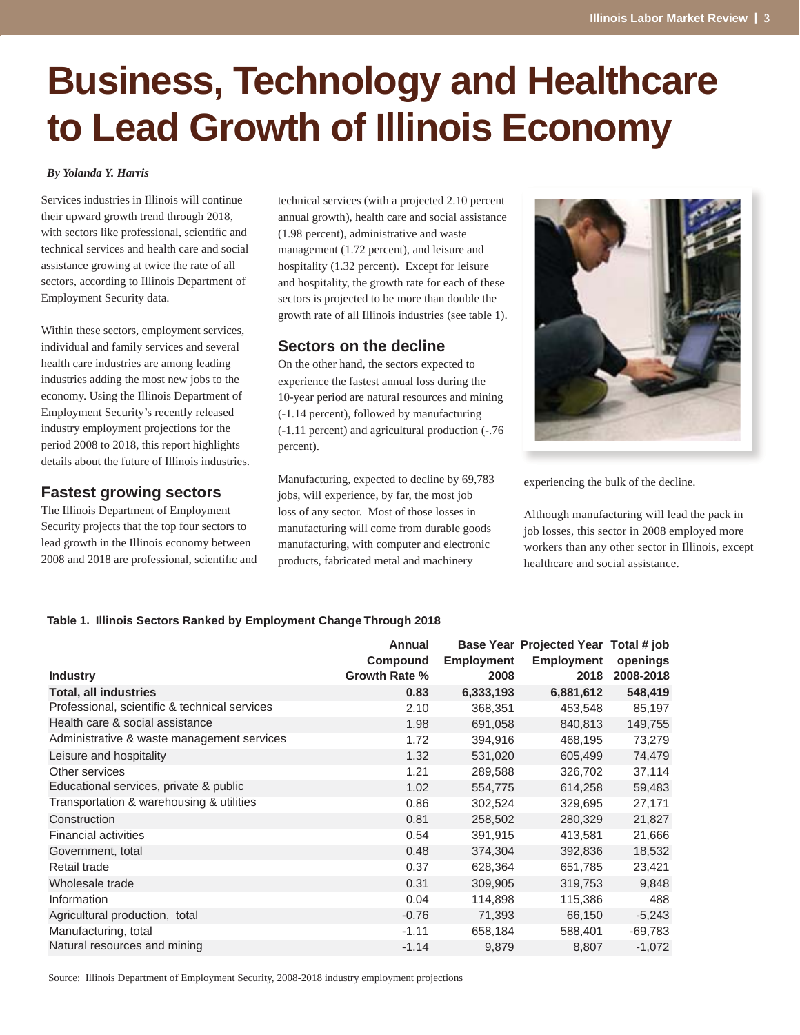# Business, Technology and Healthcare to Lead Growth of Illinois Economy

*By Yolanda Y. Harris*

Services industries in Illinois will continue their upward growth trend through 2018, with sectors like professional, scientific and technical services and health care and social assistance growing at twice the rate of all sectors, according to Illinois Department of Employment Security data.

Within these sectors, employment services, individual and family services and several health care industries are among leading industries adding the most new jobs to the economy. Using the Illinois Department of Employment Security's recently released industry employment projections for the period 2008 to 2018, this report highlights details about the future of Illinois industries.

## Fastest growing sectors

The Illinois Department of Employment Security projects that the top four sectors to lead growth in the Illinois economy between 2008 and 2018 are professional, scientific and technical services (with a projected 2.10 percent annual growth), health care and social assistance (1.98 percent), administrative and waste management (1.72 percent), and leisure and hospitality (1.32 percent). Except for leisure and hospitality, the growth rate for each of these sectors is projected to be more than double the growth rate of all Illinois industries (see table 1).

## Sectors on the decline

On the other hand, the sectors expected to experience the fastest annual loss during the 10-year period are natural resources and mining (-1.14 percent), followed by manufacturing (-1.11 percent) and agricultural production (-.76 percent).

Manufacturing, expected to decline by 69,783 jobs, will experience, by far, the most job loss of any sector. Most of those losses in manufacturing will come from durable goods manufacturing, with computer and electronic products, fabricated metal and machinery experiencing the bulk of the decline.

Although manufacturing will lead the pack in job losses, this sector in 2008 employed more workers than any other sector in Illinois, except healthcare and social assistance.

**Table 1. Illinois Sectors Ranked by Employment Change Through 2018**

| Industry | Annual Compound Growth Rate % | Base Year Employment 2008 | Projected Year Employment 2018 | Total # job openings 2008-2018 |
|---|---|---|---|---|
| **Total, all industries** | **0.83** | **6,333,193** | **6,881,612** | **548,419** |
| Professional, scientific & technical services | 2.10 | 368,351 | 453,548 | 85,197 |
| Health care & social assistance | 1.98 | 691,058 | 840,813 | 149,755 |
| Administrative & waste management services | 1.72 | 394,916 | 468,195 | 73,279 |
| Leisure and hospitality | 1.32 | 531,020 | 605,499 | 74,479 |
| Other services | 1.21 | 289,588 | 326,702 | 37,114 |
| Educational services, private & public | 1.02 | 554,775 | 614,258 | 59,483 |
| Transportation & warehousing & utilities | 0.86 | 302,524 | 329,695 | 27,171 |
| Construction | 0.81 | 258,502 | 280,329 | 21,827 |
| Financial activities | 0.54 | 391,915 | 413,581 | 21,666 |
| Government, total | 0.48 | 374,304 | 392,836 | 18,532 |
| Retail trade | 0.37 | 628,364 | 651,785 | 23,421 |
| Wholesale trade | 0.31 | 309,905 | 319,753 | 9,848 |
| Information | 0.04 | 114,898 | 115,386 | 488 |
| Agricultural production, total | -0.76 | 71,393 | 66,150 | -5,243 |
| Manufacturing, total | -1.11 | 658,184 | 588,401 | -69,783 |
| Natural resources and mining | -1.14 | 9,879 | 8,807 | -1,072 |

Source: Illinois Department of Employment Security, 2008-2018 industry employment projections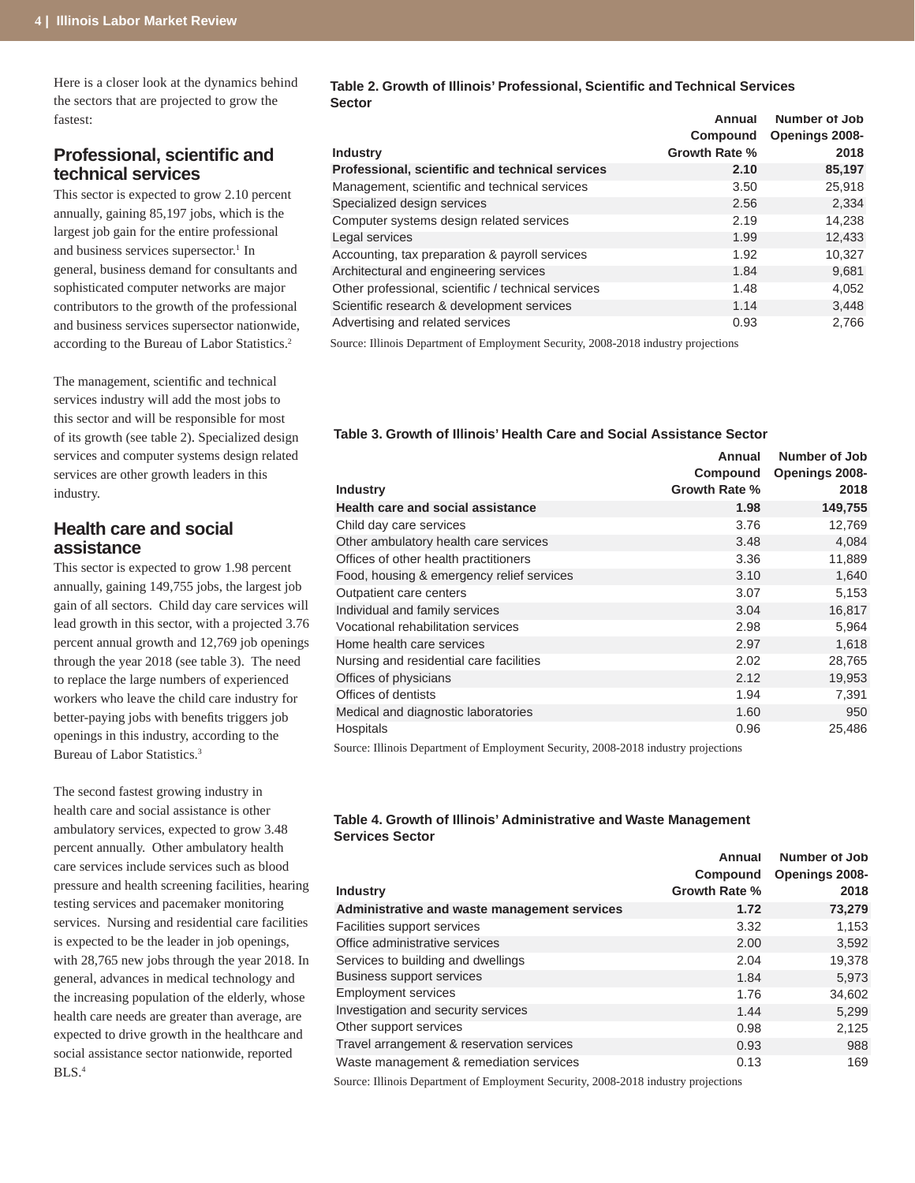Here is a closer look at the dynamics behind the sectors that are projected to grow the fastest:

## Professional, scientific and technical services

This sector is expected to grow 2.10 percent annually, gaining 85,197 jobs, which is the largest job gain for the entire professional and business services supersector.[1] In general, business demand for consultants and sophisticated computer networks are major contributors to the growth of the professional and business services supersector nationwide, according to the Bureau of Labor Statistics.[2]

The management, scientific and technical services industry will add the most jobs to this sector and will be responsible for most of its growth (see table 2). Specialized design services and computer systems design related services are other growth leaders in this industry.

**Table 2. Growth of Illinois' Professional, Scientific and Technical Services Sector**

| Industry | Annual Compound Growth Rate % | Number of Job Openings 2008-2018 |
|---|---|---|
| **Professional, scientific and technical services** | **2.10** | **85,197** |
| Management, scientific and technical services | 3.50 | 25,918 |
| Specialized design services | 2.56 | 2,334 |
| Computer systems design related services | 2.19 | 14,238 |
| Legal services | 1.99 | 12,433 |
| Accounting, tax preparation & payroll services | 1.92 | 10,327 |
| Architectural and engineering services | 1.84 | 9,681 |
| Other professional, scientific / technical services | 1.48 | 4,052 |
| Scientific research & development services | 1.14 | 3,448 |
| Advertising and related services | 0.93 | 2,766 |

Source: Illinois Department of Employment Security, 2008-2018 industry projections

## Health care and social assistance

This sector is expected to grow 1.98 percent annually, gaining 149,755 jobs, the largest job gain of all sectors. Child day care services will lead growth in this sector, with a projected 3.76 percent annual growth and 12,769 job openings through the year 2018 (see table 3). The need to replace the large numbers of experienced workers who leave the child care industry for better-paying jobs with benefits triggers job openings in this industry, according to the Bureau of Labor Statistics.[3]

The second fastest growing industry in health care and social assistance is other ambulatory services, expected to grow 3.48 percent annually. Other ambulatory health care services include services such as blood pressure and health screening facilities, hearing testing services and pacemaker monitoring services. Nursing and residential care facilities is expected to be the leader in job openings, with 28,765 new jobs through the year 2018. In general, advances in medical technology and the increasing population of the elderly, whose health care needs are greater than average, are expected to drive growth in the healthcare and social assistance sector nationwide, reported BLS.[4]

**Table 3. Growth of Illinois' Health Care and Social Assistance Sector**

| Industry | Annual Compound Growth Rate % | Number of Job Openings 2008-2018 |
|---|---|---|
| **Health care and social assistance** | **1.98** | **149,755** |
| Child day care services | 3.76 | 12,769 |
| Other ambulatory health care services | 3.48 | 4,084 |
| Offices of other health practitioners | 3.36 | 11,889 |
| Food, housing & emergency relief services | 3.10 | 1,640 |
| Outpatient care centers | 3.07 | 5,153 |
| Individual and family services | 3.04 | 16,817 |
| Vocational rehabilitation services | 2.98 | 5,964 |
| Home health care services | 2.97 | 1,618 |
| Nursing and residential care facilities | 2.02 | 28,765 |
| Offices of physicians | 2.12 | 19,953 |
| Offices of dentists | 1.94 | 7,391 |
| Medical and diagnostic laboratories | 1.60 | 950 |
| Hospitals | 0.96 | 25,486 |

Source: Illinois Department of Employment Security, 2008-2018 industry projections

**Table 4. Growth of Illinois' Administrative and Waste Management Services Sector**

| Industry | Annual Compound Growth Rate % | Number of Job Openings 2008-2018 |
|---|---|---|
| **Administrative and waste management services** | **1.72** | **73,279** |
| Facilities support services | 3.32 | 1,153 |
| Office administrative services | 2.00 | 3,592 |
| Services to building and dwellings | 2.04 | 19,378 |
| Business support services | 1.84 | 5,973 |
| Employment services | 1.76 | 34,602 |
| Investigation and security services | 1.44 | 5,299 |
| Other support services | 0.98 | 2,125 |
| Travel arrangement & reservation services | 0.93 | 988 |
| Waste management & remediation services | 0.13 | 169 |

Source: Illinois Department of Employment Security, 2008-2018 industry projections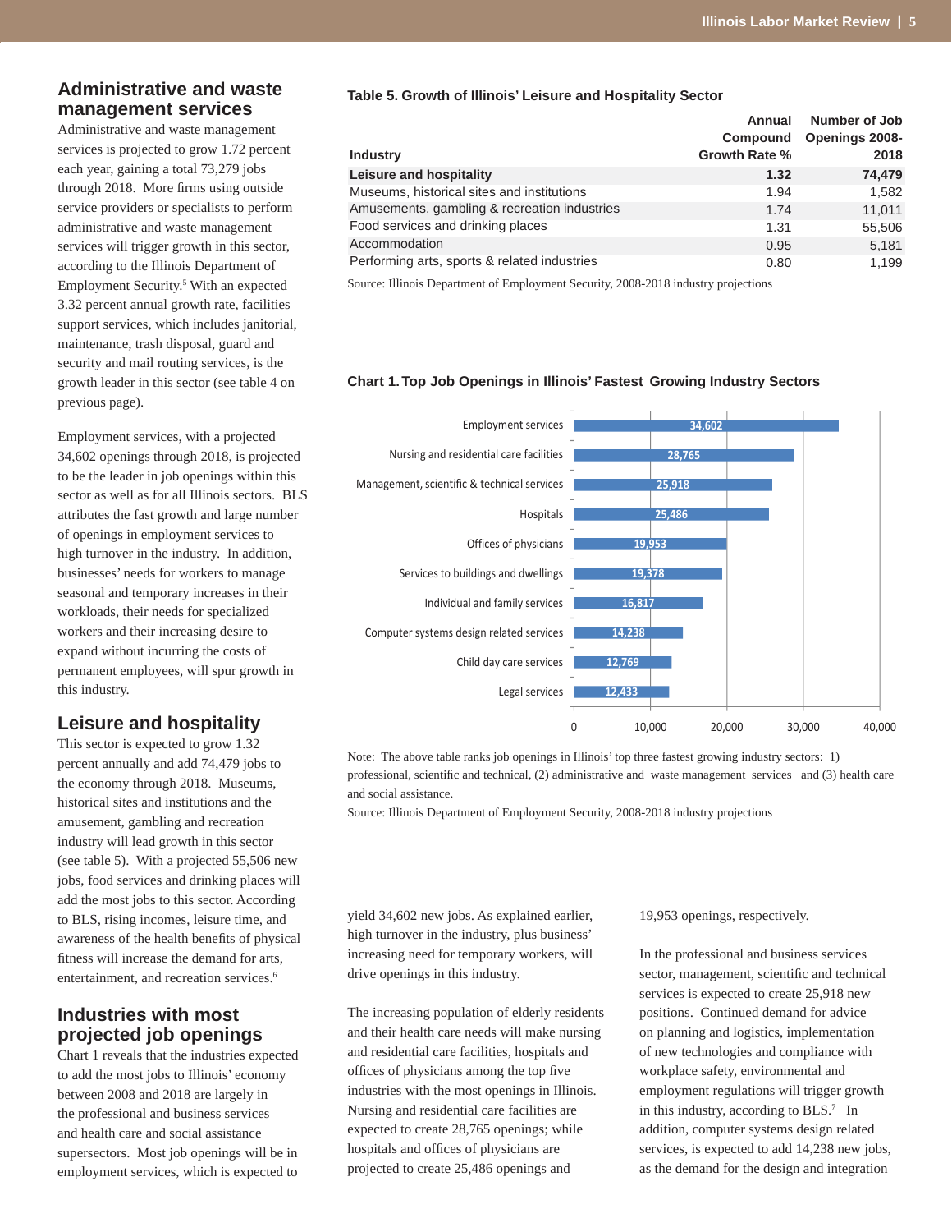## Administrative and waste management services

Administrative and waste management services is projected to grow 1.72 percent each year, gaining a total 73,279 jobs through 2018. More firms using outside service providers or specialists to perform administrative and waste management services will trigger growth in this sector, according to the Illinois Department of Employment Security.[5] With an expected 3.32 percent annual growth rate, facilities support services, which includes janitorial, maintenance, trash disposal, guard and security and mail routing services, is the growth leader in this sector (see table 4 on previous page).

Employment services, with a projected 34,602 openings through 2018, is projected to be the leader in job openings within this sector as well as for all Illinois sectors. BLS attributes the fast growth and large number of openings in employment services to high turnover in the industry. In addition, businesses' needs for workers to manage seasonal and temporary increases in their workloads, their needs for specialized workers and their increasing desire to expand without incurring the costs of permanent employees, will spur growth in this industry.

## Leisure and hospitality

This sector is expected to grow 1.32 percent annually and add 74,479 jobs to the economy through 2018. Museums, historical sites and institutions and the amusement, gambling and recreation industry will lead growth in this sector (see table 5). With a projected 55,506 new jobs, food services and drinking places will add the most jobs to this sector. According to BLS, rising incomes, leisure time, and awareness of the health benefits of physical fitness will increase the demand for arts, entertainment, and recreation services.[6]

**Table 5. Growth of Illinois' Leisure and Hospitality Sector**

| Industry | Annual Compound Growth Rate % | Number of Job Openings 2008-2018 |
|---|---|---|
| **Leisure and hospitality** | **1.32** | **74,479** |
| Museums, historical sites and institutions | 1.94 | 1,582 |
| Amusements, gambling & recreation industries | 1.74 | 11,011 |
| Food services and drinking places | 1.31 | 55,506 |
| Accommodation | 0.95 | 5,181 |
| Performing arts, sports & related industries | 0.80 | 1,199 |

Source: Illinois Department of Employment Security, 2008-2018 industry projections

**Chart 1. Top Job Openings in Illinois' Fastest Growing Industry Sectors**

| Industry | Job Openings |
|---|---|
| Employment services | 34,602 |
| Nursing and residential care facilities | 28,765 |
| Management, scientific & technical services | 25,918 |
| Hospitals | 25,486 |
| Offices of physicians | 19,953 |
| Services to buildings and dwellings | 19,378 |
| Individual and family services | 16,817 |
| Computer systems design related services | 14,238 |
| Child day care services | 12,769 |
| Legal services | 12,433 |

Note: The above table ranks job openings in Illinois' top three fastest growing industry sectors: 1) professional, scientific and technical, (2) administrative and waste management services and (3) health care and social assistance.

Source: Illinois Department of Employment Security, 2008-2018 industry projections

## Industries with most projected job openings

Chart 1 reveals that the industries expected to add the most jobs to Illinois' economy between 2008 and 2018 are largely in the professional and business services and health care and social assistance supersectors. Most job openings will be in employment services, which is expected to yield 34,602 new jobs. As explained earlier, high turnover in the industry, plus business' increasing need for temporary workers, will drive openings in this industry.

The increasing population of elderly residents and their health care needs will make nursing and residential care facilities, hospitals and offices of physicians among the top five industries with the most openings in Illinois. Nursing and residential care facilities are expected to create 28,765 openings; while hospitals and offices of physicians are projected to create 25,486 openings and 19,953 openings, respectively.

In the professional and business services sector, management, scientific and technical services is expected to create 25,918 new positions. Continued demand for advice on planning and logistics, implementation of new technologies and compliance with workplace safety, environmental and employment regulations will trigger growth in this industry, according to BLS.[7] In addition, computer systems design related services, is expected to add 14,238 new jobs, as the demand for the design and integration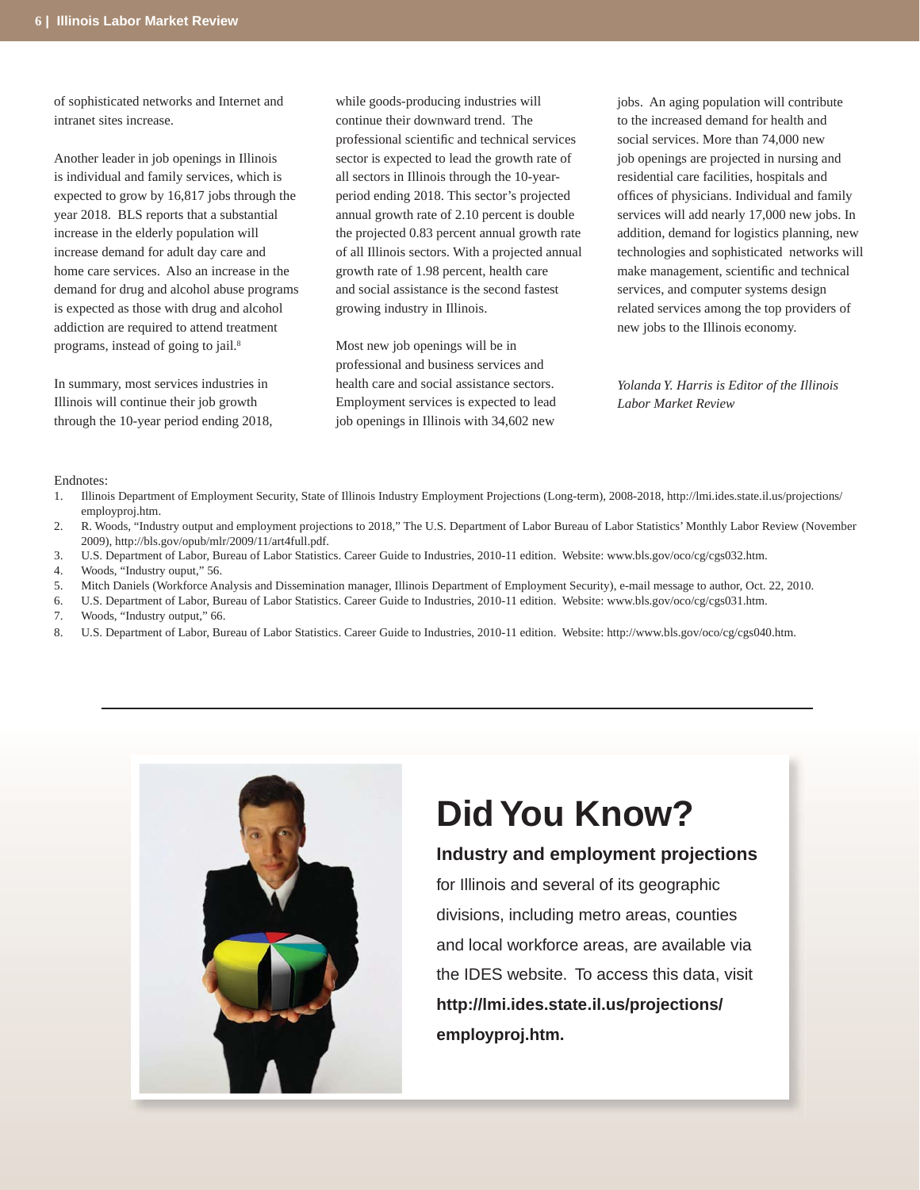of sophisticated networks and Internet and intranet sites increase.

Another leader in job openings in Illinois is individual and family services, which is expected to grow by 16,817 jobs through the year 2018. BLS reports that a substantial increase in the elderly population will increase demand for adult day care and home care services. Also an increase in the demand for drug and alcohol abuse programs is expected as those with drug and alcohol addiction are required to attend treatment programs, instead of going to jail.[8]

In summary, most services industries in Illinois will continue their job growth through the 10-year period ending 2018, while goods-producing industries will continue their downward trend. The professional scientific and technical services sector is expected to lead the growth rate of all sectors in Illinois through the 10-year-period ending 2018. This sector's projected annual growth rate of 2.10 percent is double the projected 0.83 percent annual growth rate of all Illinois sectors. With a projected annual growth rate of 1.98 percent, health care and social assistance is the second fastest growing industry in Illinois.

Most new job openings will be in professional and business services and health care and social assistance sectors. Employment services is expected to lead job openings in Illinois with 34,602 new jobs. An aging population will contribute to the increased demand for health and social services. More than 74,000 new job openings are projected in nursing and residential care facilities, hospitals and offices of physicians. Individual and family services will add nearly 17,000 new jobs. In addition, demand for logistics planning, new technologies and sophisticated networks will make management, scientific and technical services, and computer systems design related services among the top providers of new jobs to the Illinois economy.

*Yolanda Y. Harris is Editor of the Illinois Labor Market Review*

Endnotes:

1. Illinois Department of Employment Security, State of Illinois Industry Employment Projections (Long-term), 2008-2018, http://lmi.ides.state.il.us/projections/employproj.htm.
2. R. Woods, "Industry output and employment projections to 2018," The U.S. Department of Labor Bureau of Labor Statistics' Monthly Labor Review (November 2009), http://bls.gov/opub/mlr/2009/11/art4full.pdf.
3. U.S. Department of Labor, Bureau of Labor Statistics. Career Guide to Industries, 2010-11 edition. Website: www.bls.gov/oco/cg/cgs032.htm.
4. Woods, "Industry ouput," 56.
5. Mitch Daniels (Workforce Analysis and Dissemination manager, Illinois Department of Employment Security), e-mail message to author, Oct. 22, 2010.
6. U.S. Department of Labor, Bureau of Labor Statistics. Career Guide to Industries, 2010-11 edition. Website: www.bls.gov/oco/cg/cgs031.htm.
7. Woods, "Industry output," 66.
8. U.S. Department of Labor, Bureau of Labor Statistics. Career Guide to Industries, 2010-11 edition. Website: http://www.bls.gov/oco/cg/cgs040.htm.

---

# Did You Know?

**Industry and employment projections** for Illinois and several of its geographic divisions, including metro areas, counties and local workforce areas, are available via the IDES website. To access this data, visit **http://lmi.ides.state.il.us/projections/employproj.htm.**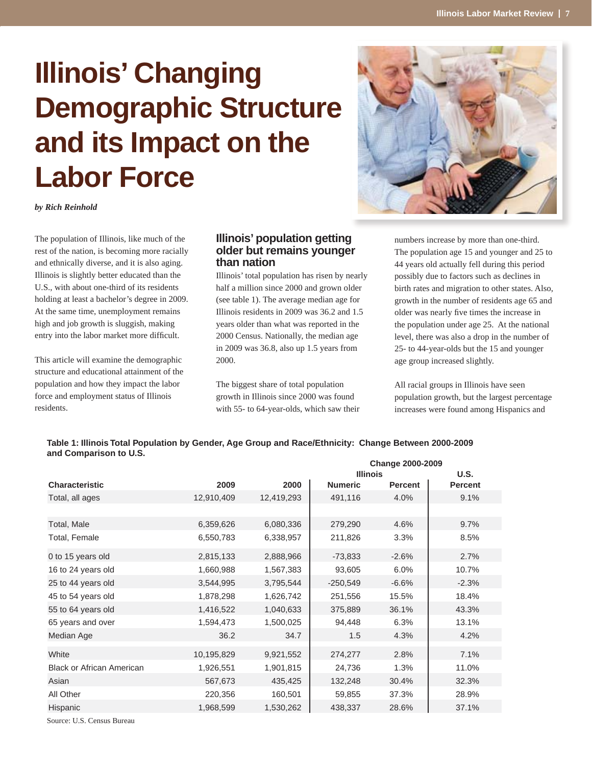# Illinois' Changing Demographic Structure and its Impact on the Labor Force

*by Rich Reinhold*

The population of Illinois, like much of the rest of the nation, is becoming more racially and ethnically diverse, and it is also aging. Illinois is slightly better educated than the U.S., with about one-third of its residents holding at least a bachelor's degree in 2009. At the same time, unemployment remains high and job growth is sluggish, making entry into the labor market more difficult.

This article will examine the demographic structure and educational attainment of the population and how they impact the labor force and employment status of Illinois residents.

## Illinois' population getting older but remains younger than nation

Illinois' total population has risen by nearly half a million since 2000 and grown older (see table 1). The average median age for Illinois residents in 2009 was 36.2 and 1.5 years older than what was reported in the 2000 Census. Nationally, the median age in 2009 was 36.8, also up 1.5 years from 2000.

The biggest share of total population growth in Illinois since 2000 was found with 55- to 64-year-olds, which saw their numbers increase by more than one-third. The population age 15 and younger and 25 to 44 years old actually fell during this period possibly due to factors such as declines in birth rates and migration to other states. Also, growth in the number of residents age 65 and older was nearly five times the increase in the population under age 25. At the national level, there was also a drop in the number of 25- to 44-year-olds but the 15 and younger age group increased slightly.

All racial groups in Illinois have seen population growth, but the largest percentage increases were found among Hispanics and

**Table 1: Illinois Total Population by Gender, Age Group and Race/Ethnicity: Change Between 2000-2009 and Comparison to U.S.**

| | | | Change 2000-2009 | | |
|---|---|---|---|---|---|
| | | | Illinois | | U.S. |
| Characteristic | 2009 | 2000 | Numeric | Percent | Percent |
| Total, all ages | 12,910,409 | 12,419,293 | 491,116 | 4.0% | 9.1% |
| | | | | | |
| Total, Male | 6,359,626 | 6,080,336 | 279,290 | 4.6% | 9.7% |
| Total, Female | 6,550,783 | 6,338,957 | 211,826 | 3.3% | 8.5% |
| 0 to 15 years old | 2,815,133 | 2,888,966 | -73,833 | -2.6% | 2.7% |
| 16 to 24 years old | 1,660,988 | 1,567,383 | 93,605 | 6.0% | 10.7% |
| 25 to 44 years old | 3,544,995 | 3,795,544 | -250,549 | -6.6% | -2.3% |
| 45 to 54 years old | 1,878,298 | 1,626,742 | 251,556 | 15.5% | 18.4% |
| 55 to 64 years old | 1,416,522 | 1,040,633 | 375,889 | 36.1% | 43.3% |
| 65 years and over | 1,594,473 | 1,500,025 | 94,448 | 6.3% | 13.1% |
| Median Age | 36.2 | 34.7 | 1.5 | 4.3% | 4.2% |
| White | 10,195,829 | 9,921,552 | 274,277 | 2.8% | 7.1% |
| Black or African American | 1,926,551 | 1,901,815 | 24,736 | 1.3% | 11.0% |
| Asian | 567,673 | 435,425 | 132,248 | 30.4% | 32.3% |
| All Other | 220,356 | 160,501 | 59,855 | 37.3% | 28.9% |
| Hispanic | 1,968,599 | 1,530,262 | 438,337 | 28.6% | 37.1% |

Source: U.S. Census Bureau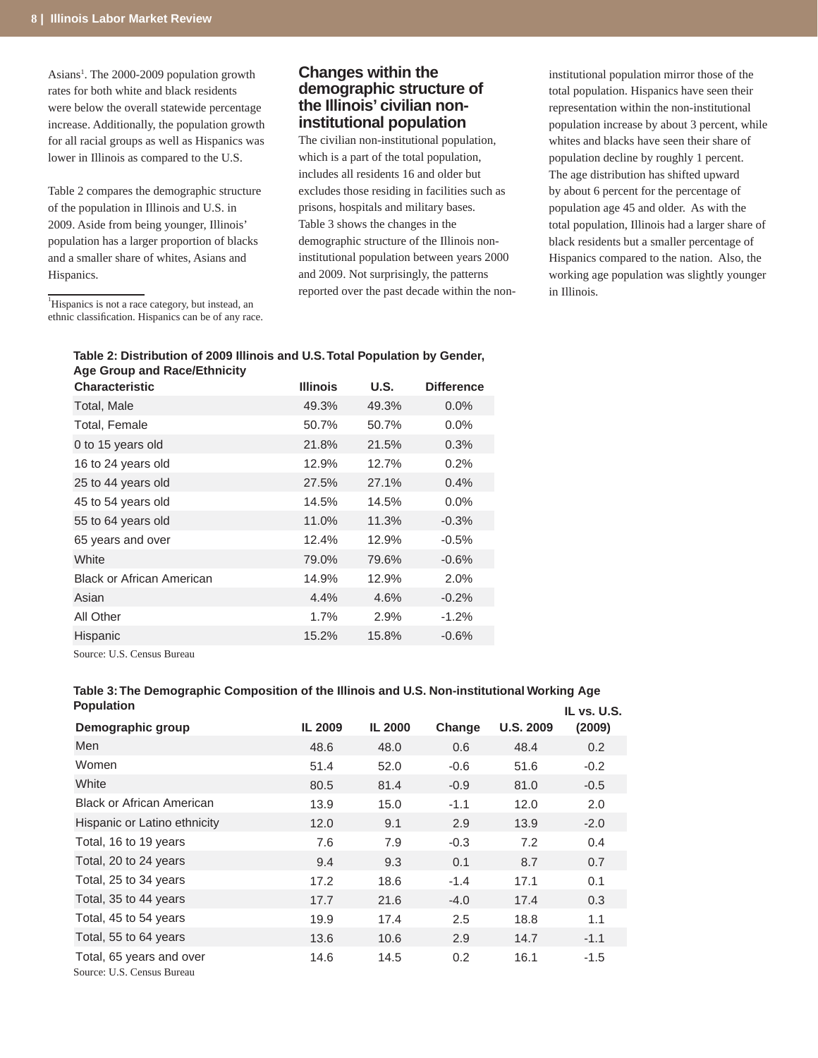Asians[1]. The 2000-2009 population growth rates for both white and black residents were below the overall statewide percentage increase. Additionally, the population growth for all racial groups as well as Hispanics was lower in Illinois as compared to the U.S.

Table 2 compares the demographic structure of the population in Illinois and U.S. in 2009. Aside from being younger, Illinois' population has a larger proportion of blacks and a smaller share of whites, Asians and Hispanics.

[1]Hispanics is not a race category, but instead, an ethnic classification. Hispanics can be of any race.

## Changes within the demographic structure of the Illinois' civilian non-institutional population

The civilian non-institutional population, which is a part of the total population, includes all residents 16 and older but excludes those residing in facilities such as prisons, hospitals and military bases. Table 3 shows the changes in the demographic structure of the Illinois non-institutional population between years 2000 and 2009. Not surprisingly, the patterns reported over the past decade within the non-institutional population mirror those of the total population. Hispanics have seen their representation within the non-institutional population increase by about 3 percent, while whites and blacks have seen their share of population decline by roughly 1 percent. The age distribution has shifted upward by about 6 percent for the percentage of population age 45 and older. As with the total population, Illinois had a larger share of black residents but a smaller percentage of Hispanics compared to the nation. Also, the working age population was slightly younger in Illinois.

**Table 2: Distribution of 2009 Illinois and U.S. Total Population by Gender, Age Group and Race/Ethnicity**

| Characteristic | Illinois | U.S. | Difference |
|---|---|---|---|
| Total, Male | 49.3% | 49.3% | 0.0% |
| Total, Female | 50.7% | 50.7% | 0.0% |
| 0 to 15 years old | 21.8% | 21.5% | 0.3% |
| 16 to 24 years old | 12.9% | 12.7% | 0.2% |
| 25 to 44 years old | 27.5% | 27.1% | 0.4% |
| 45 to 54 years old | 14.5% | 14.5% | 0.0% |
| 55 to 64 years old | 11.0% | 11.3% | -0.3% |
| 65 years and over | 12.4% | 12.9% | -0.5% |
| White | 79.0% | 79.6% | -0.6% |
| Black or African American | 14.9% | 12.9% | 2.0% |
| Asian | 4.4% | 4.6% | -0.2% |
| All Other | 1.7% | 2.9% | -1.2% |
| Hispanic | 15.2% | 15.8% | -0.6% |

Source: U.S. Census Bureau

**Table 3: The Demographic Composition of the Illinois and U.S. Non-institutional Working Age Population**

| Demographic group | IL 2009 | IL 2000 | Change | U.S. 2009 | IL vs. U.S. (2009) |
|---|---|---|---|---|---|
| Men | 48.6 | 48.0 | 0.6 | 48.4 | 0.2 |
| Women | 51.4 | 52.0 | -0.6 | 51.6 | -0.2 |
| White | 80.5 | 81.4 | -0.9 | 81.0 | -0.5 |
| Black or African American | 13.9 | 15.0 | -1.1 | 12.0 | 2.0 |
| Hispanic or Latino ethnicity | 12.0 | 9.1 | 2.9 | 13.9 | -2.0 |
| Total, 16 to 19 years | 7.6 | 7.9 | -0.3 | 7.2 | 0.4 |
| Total, 20 to 24 years | 9.4 | 9.3 | 0.1 | 8.7 | 0.7 |
| Total, 25 to 34 years | 17.2 | 18.6 | -1.4 | 17.1 | 0.1 |
| Total, 35 to 44 years | 17.7 | 21.6 | -4.0 | 17.4 | 0.3 |
| Total, 45 to 54 years | 19.9 | 17.4 | 2.5 | 18.8 | 1.1 |
| Total, 55 to 64 years | 13.6 | 10.6 | 2.9 | 14.7 | -1.1 |
| Total, 65 years and over | 14.6 | 14.5 | 0.2 | 16.1 | -1.5 |

Source: U.S. Census Bureau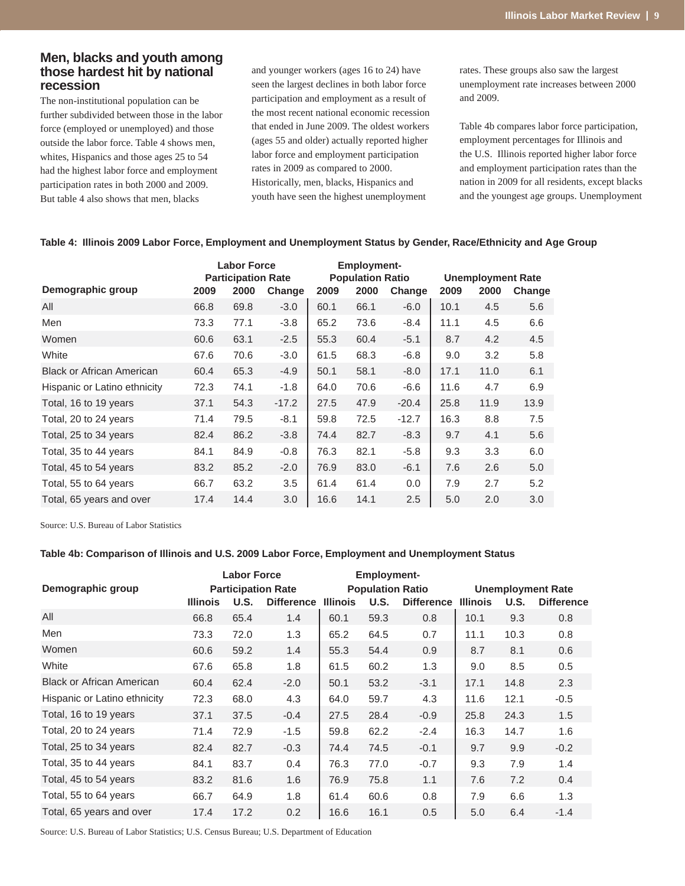## Men, blacks and youth among those hardest hit by national recession

The non-institutional population can be further subdivided between those in the labor force (employed or unemployed) and those outside the labor force. Table 4 shows men, whites, Hispanics and those ages 25 to 54 had the highest labor force and employment participation rates in both 2000 and 2009. But table 4 also shows that men, blacks and younger workers (ages 16 to 24) have seen the largest declines in both labor force participation and employment as a result of the most recent national economic recession that ended in June 2009. The oldest workers (ages 55 and older) actually reported higher labor force and employment participation rates in 2009 as compared to 2000. Historically, men, blacks, Hispanics and youth have seen the highest unemployment rates. These groups also saw the largest unemployment rate increases between 2000 and 2009.

Table 4b compares labor force participation, employment percentages for Illinois and the U.S. Illinois reported higher labor force and employment participation rates than the nation in 2009 for all residents, except blacks and the youngest age groups. Unemployment

**Table 4: Illinois 2009 Labor Force, Employment and Unemployment Status by Gender, Race/Ethnicity and Age Group**

| Demographic group | Labor Force Participation Rate | | | Employment-Population Ratio | | | Unemployment Rate | | |
|---|---|---|---|---|---|---|---|---|---|
| | 2009 | 2000 | Change | 2009 | 2000 | Change | 2009 | 2000 | Change |
| All | 66.8 | 69.8 | -3.0 | 60.1 | 66.1 | -6.0 | 10.1 | 4.5 | 5.6 |
| Men | 73.3 | 77.1 | -3.8 | 65.2 | 73.6 | -8.4 | 11.1 | 4.5 | 6.6 |
| Women | 60.6 | 63.1 | -2.5 | 55.3 | 60.4 | -5.1 | 8.7 | 4.2 | 4.5 |
| White | 67.6 | 70.6 | -3.0 | 61.5 | 68.3 | -6.8 | 9.0 | 3.2 | 5.8 |
| Black or African American | 60.4 | 65.3 | -4.9 | 50.1 | 58.1 | -8.0 | 17.1 | 11.0 | 6.1 |
| Hispanic or Latino ethnicity | 72.3 | 74.1 | -1.8 | 64.0 | 70.6 | -6.6 | 11.6 | 4.7 | 6.9 |
| Total, 16 to 19 years | 37.1 | 54.3 | -17.2 | 27.5 | 47.9 | -20.4 | 25.8 | 11.9 | 13.9 |
| Total, 20 to 24 years | 71.4 | 79.5 | -8.1 | 59.8 | 72.5 | -12.7 | 16.3 | 8.8 | 7.5 |
| Total, 25 to 34 years | 82.4 | 86.2 | -3.8 | 74.4 | 82.7 | -8.3 | 9.7 | 4.1 | 5.6 |
| Total, 35 to 44 years | 84.1 | 84.9 | -0.8 | 76.3 | 82.1 | -5.8 | 9.3 | 3.3 | 6.0 |
| Total, 45 to 54 years | 83.2 | 85.2 | -2.0 | 76.9 | 83.0 | -6.1 | 7.6 | 2.6 | 5.0 |
| Total, 55 to 64 years | 66.7 | 63.2 | 3.5 | 61.4 | 61.4 | 0.0 | 7.9 | 2.7 | 5.2 |
| Total, 65 years and over | 17.4 | 14.4 | 3.0 | 16.6 | 14.1 | 2.5 | 5.0 | 2.0 | 3.0 |

Source: U.S. Bureau of Labor Statistics

**Table 4b: Comparison of Illinois and U.S. 2009 Labor Force, Employment and Unemployment Status**

| Demographic group | Labor Force Participation Rate | | | Employment-Population Ratio | | | Unemployment Rate | | |
|---|---|---|---|---|---|---|---|---|---|
| | Illinois | U.S. | Difference | Illinois | U.S. | Difference | Illinois | U.S. | Difference |
| All | 66.8 | 65.4 | 1.4 | 60.1 | 59.3 | 0.8 | 10.1 | 9.3 | 0.8 |
| Men | 73.3 | 72.0 | 1.3 | 65.2 | 64.5 | 0.7 | 11.1 | 10.3 | 0.8 |
| Women | 60.6 | 59.2 | 1.4 | 55.3 | 54.4 | 0.9 | 8.7 | 8.1 | 0.6 |
| White | 67.6 | 65.8 | 1.8 | 61.5 | 60.2 | 1.3 | 9.0 | 8.5 | 0.5 |
| Black or African American | 60.4 | 62.4 | -2.0 | 50.1 | 53.2 | -3.1 | 17.1 | 14.8 | 2.3 |
| Hispanic or Latino ethnicity | 72.3 | 68.0 | 4.3 | 64.0 | 59.7 | 4.3 | 11.6 | 12.1 | -0.5 |
| Total, 16 to 19 years | 37.1 | 37.5 | -0.4 | 27.5 | 28.4 | -0.9 | 25.8 | 24.3 | 1.5 |
| Total, 20 to 24 years | 71.4 | 72.9 | -1.5 | 59.8 | 62.2 | -2.4 | 16.3 | 14.7 | 1.6 |
| Total, 25 to 34 years | 82.4 | 82.7 | -0.3 | 74.4 | 74.5 | -0.1 | 9.7 | 9.9 | -0.2 |
| Total, 35 to 44 years | 84.1 | 83.7 | 0.4 | 76.3 | 77.0 | -0.7 | 9.3 | 7.9 | 1.4 |
| Total, 45 to 54 years | 83.2 | 81.6 | 1.6 | 76.9 | 75.8 | 1.1 | 7.6 | 7.2 | 0.4 |
| Total, 55 to 64 years | 66.7 | 64.9 | 1.8 | 61.4 | 60.6 | 0.8 | 7.9 | 6.6 | 1.3 |
| Total, 65 years and over | 17.4 | 17.2 | 0.2 | 16.6 | 16.1 | 0.5 | 5.0 | 6.4 | -1.4 |

Source: U.S. Bureau of Labor Statistics; U.S. Census Bureau; U.S. Department of Education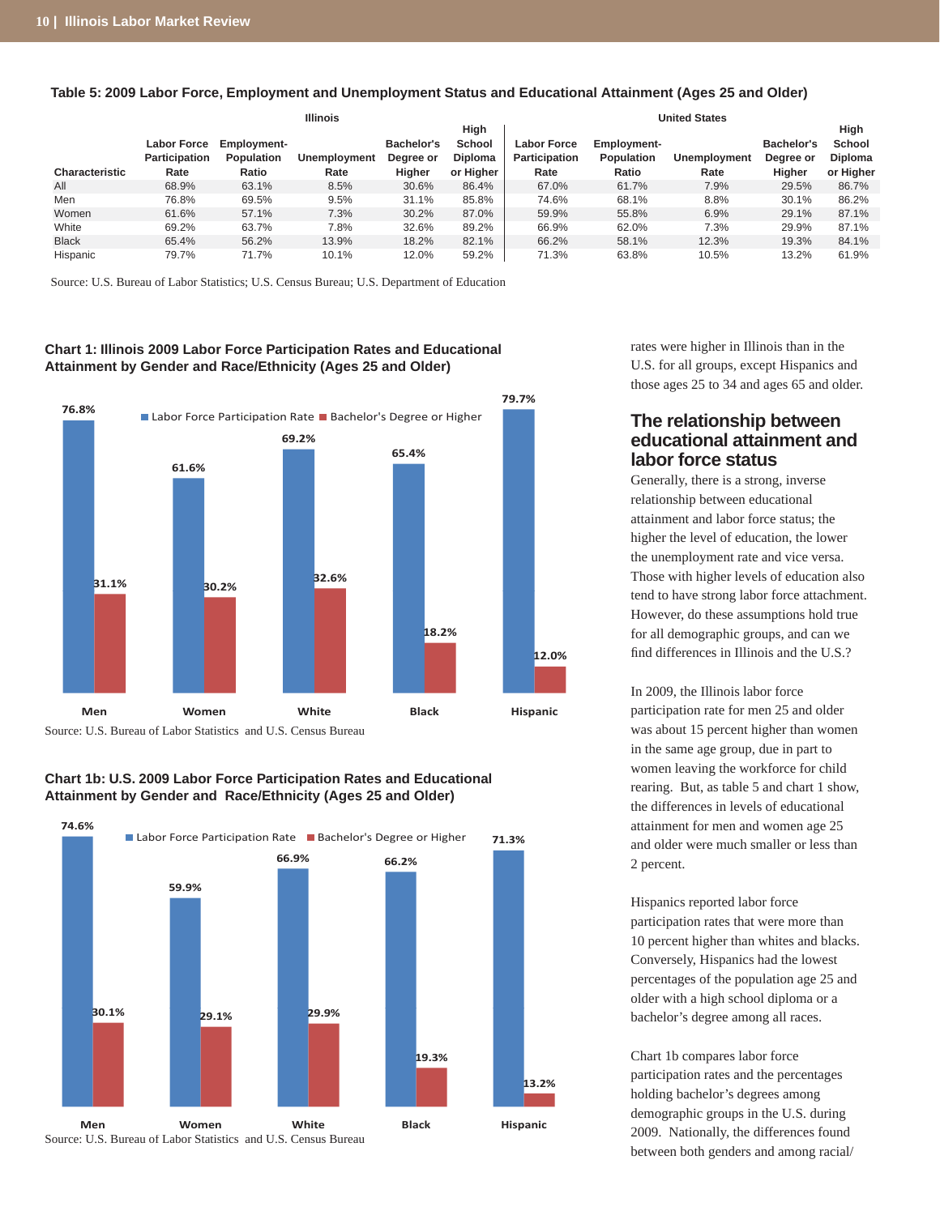**Table 5: 2009 Labor Force, Employment and Unemployment Status and Educational Attainment (Ages 25 and Older)**

| | Illinois | | | | | United States | | | | |
|---|---|---|---|---|---|---|---|---|---|---|
| Characteristic | Labor Force Participation Rate | Employment-Population Ratio | Unemployment Rate | Bachelor's Degree or Higher | High School Diploma or Higher | Labor Force Participation Rate | Employment-Population Ratio | Unemployment Rate | Bachelor's Degree or Higher | High School Diploma or Higher |
| All | 68.9% | 63.1% | 8.5% | 30.6% | 86.4% | 67.0% | 61.7% | 7.9% | 29.5% | 86.7% |
| Men | 76.8% | 69.5% | 9.5% | 31.1% | 85.8% | 74.6% | 68.1% | 8.8% | 30.1% | 86.2% |
| Women | 61.6% | 57.1% | 7.3% | 30.2% | 87.0% | 59.9% | 55.8% | 6.9% | 29.1% | 87.1% |
| White | 69.2% | 63.7% | 7.8% | 32.6% | 89.2% | 66.9% | 62.0% | 7.3% | 29.9% | 87.1% |
| Black | 65.4% | 56.2% | 13.9% | 18.2% | 82.1% | 66.2% | 58.1% | 12.3% | 19.3% | 84.1% |
| Hispanic | 79.7% | 71.7% | 10.1% | 12.0% | 59.2% | 71.3% | 63.8% | 10.5% | 13.2% | 61.9% |

Source: U.S. Bureau of Labor Statistics; U.S. Census Bureau; U.S. Department of Education

**Chart 1: Illinois 2009 Labor Force Participation Rates and Educational Attainment by Gender and Race/Ethnicity (Ages 25 and Older)**

| | Labor Force Participation Rate | Bachelor's Degree or Higher |
|---|---|---|
| Men | 76.8% | 31.1% |
| Women | 61.6% | 30.2% |
| White | 69.2% | 32.6% |
| Black | 65.4% | 18.2% |
| Hispanic | 79.7% | 12.0% |

Source: U.S. Bureau of Labor Statistics and U.S. Census Bureau

**Chart 1b: U.S. 2009 Labor Force Participation Rates and Educational Attainment by Gender and Race/Ethnicity (Ages 25 and Older)**

| | Labor Force Participation Rate | Bachelor's Degree or Higher |
|---|---|---|
| Men | 74.6% | 30.1% |
| Women | 59.9% | 29.1% |
| White | 66.9% | 29.9% |
| Black | 66.2% | 19.3% |
| Hispanic | 71.3% | 13.2% |

Source: U.S. Bureau of Labor Statistics and U.S. Census Bureau

rates were higher in Illinois than in the U.S. for all groups, except Hispanics and those ages 25 to 34 and ages 65 and older.

## The relationship between educational attainment and labor force status

Generally, there is a strong, inverse relationship between educational attainment and labor force status; the higher the level of education, the lower the unemployment rate and vice versa. Those with higher levels of education also tend to have strong labor force attachment. However, do these assumptions hold true for all demographic groups, and can we find differences in Illinois and the U.S.?

In 2009, the Illinois labor force participation rate for men 25 and older was about 15 percent higher than women in the same age group, due in part to women leaving the workforce for child rearing. But, as table 5 and chart 1 show, the differences in levels of educational attainment for men and women age 25 and older were much smaller or less than 2 percent.

Hispanics reported labor force participation rates that were more than 10 percent higher than whites and blacks. Conversely, Hispanics had the lowest percentages of the population age 25 and older with a high school diploma or a bachelor's degree among all races.

Chart 1b compares labor force participation rates and the percentages holding bachelor's degrees among demographic groups in the U.S. during 2009. Nationally, the differences found between both genders and among racial/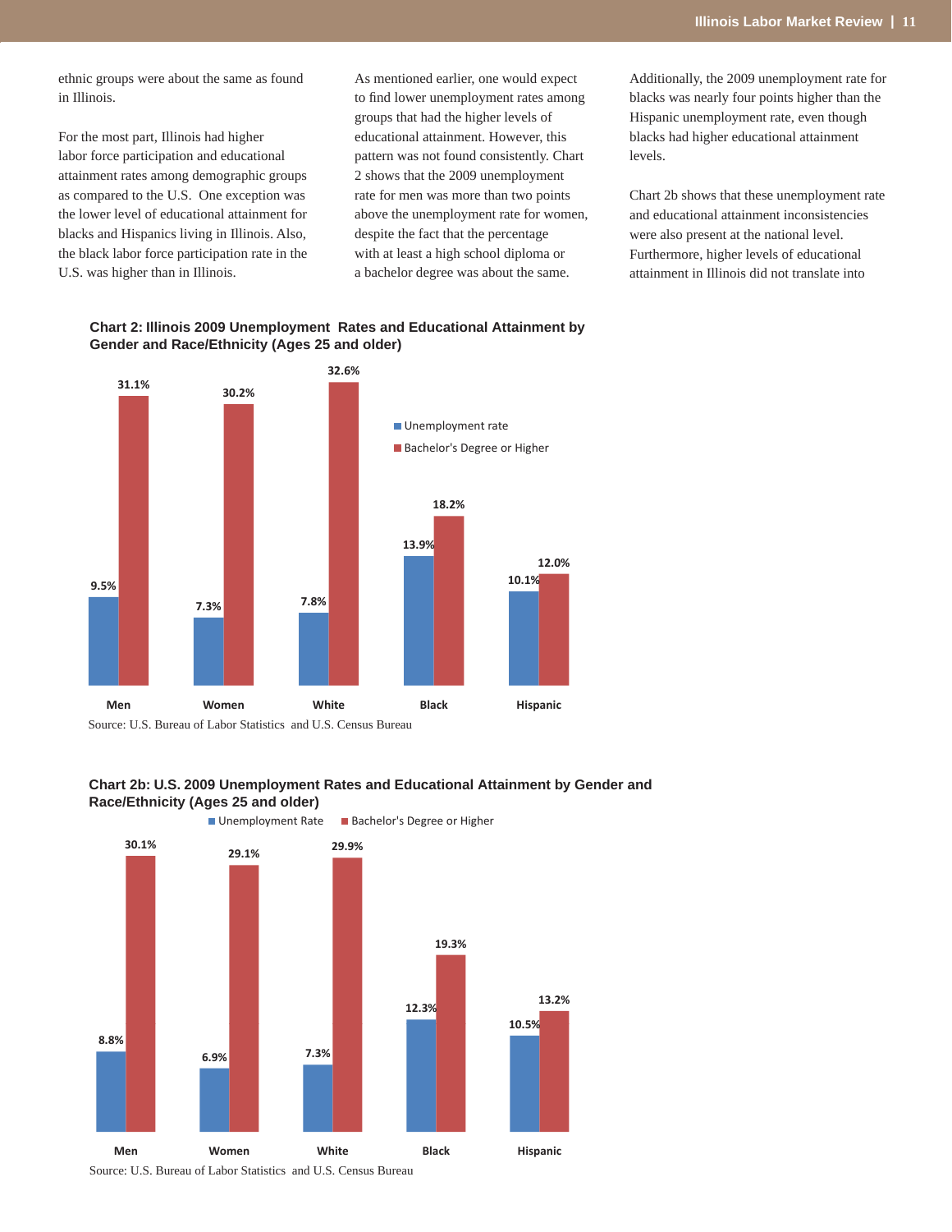ethnic groups were about the same as found in Illinois.

For the most part, Illinois had higher labor force participation and educational attainment rates among demographic groups as compared to the U.S. One exception was the lower level of educational attainment for blacks and Hispanics living in Illinois. Also, the black labor force participation rate in the U.S. was higher than in Illinois.

As mentioned earlier, one would expect to find lower unemployment rates among groups that had the higher levels of educational attainment. However, this pattern was not found consistently. Chart 2 shows that the 2009 unemployment rate for men was more than two points above the unemployment rate for women, despite the fact that the percentage with at least a high school diploma or a bachelor degree was about the same.

Additionally, the 2009 unemployment rate for blacks was nearly four points higher than the Hispanic unemployment rate, even though blacks had higher educational attainment levels.

Chart 2b shows that these unemployment rate and educational attainment inconsistencies were also present at the national level. Furthermore, higher levels of educational attainment in Illinois did not translate into

**Chart 2: Illinois 2009 Unemployment Rates and Educational Attainment by Gender and Race/Ethnicity (Ages 25 and older)**

| | Unemployment rate | Bachelor's Degree or Higher |
|---|---|---|
| Men | 9.5% | 31.1% |
| Women | 7.3% | 30.2% |
| White | 7.8% | 32.6% |
| Black | 13.9% | 18.2% |
| Hispanic | 10.1% | 12.0% |

Source: U.S. Bureau of Labor Statistics and U.S. Census Bureau

**Chart 2b: U.S. 2009 Unemployment Rates and Educational Attainment by Gender and Race/Ethnicity (Ages 25 and older)**

| | Unemployment Rate | Bachelor's Degree or Higher |
|---|---|---|
| Men | 8.8% | 30.1% |
| Women | 6.9% | 29.1% |
| White | 7.3% | 29.9% |
| Black | 12.3% | 19.3% |
| Hispanic | 10.5% | 13.2% |

Source: U.S. Bureau of Labor Statistics and U.S. Census Bureau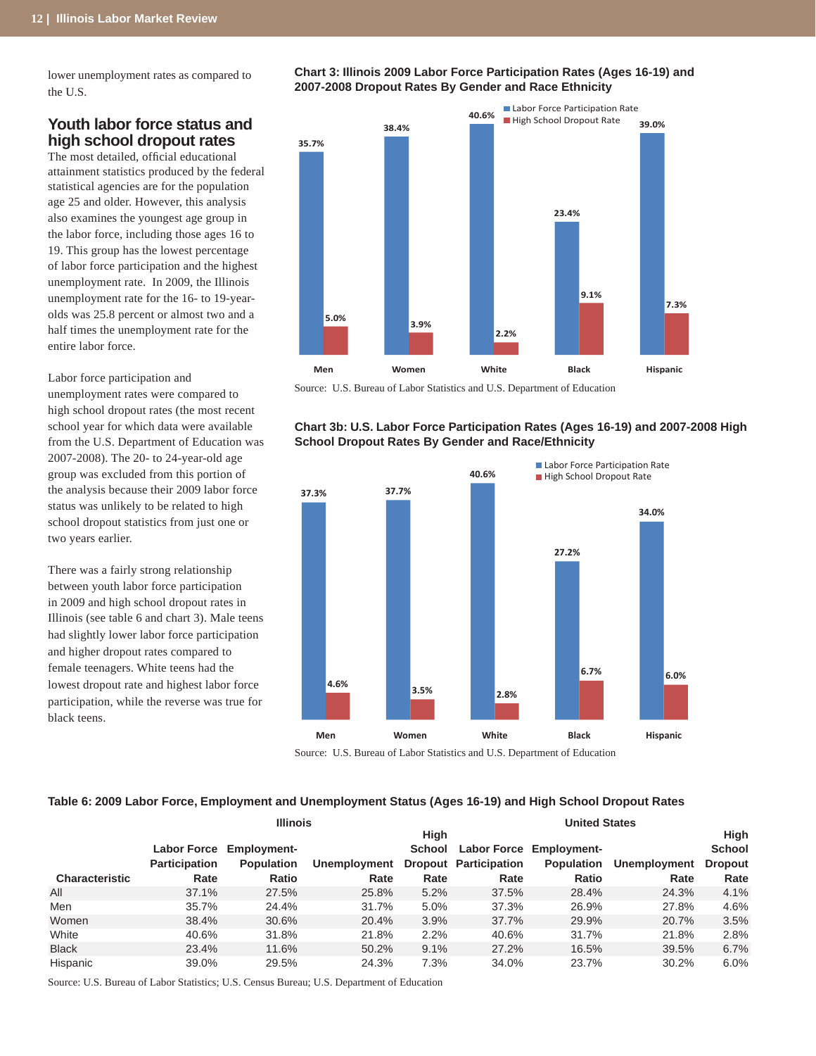lower unemployment rates as compared to the U.S.

## Youth labor force status and high school dropout rates

The most detailed, official educational attainment statistics produced by the federal statistical agencies are for the population age 25 and older. However, this analysis also examines the youngest age group in the labor force, including those ages 16 to 19. This group has the lowest percentage of labor force participation and the highest unemployment rate. In 2009, the Illinois unemployment rate for the 16- to 19-year-olds was 25.8 percent or almost two and a half times the unemployment rate for the entire labor force.

Labor force participation and unemployment rates were compared to high school dropout rates (the most recent school year for which data were available from the U.S. Department of Education was 2007-2008). The 20- to 24-year-old age group was excluded from this portion of the analysis because their 2009 labor force status was unlikely to be related to high school dropout statistics from just one or two years earlier.

There was a fairly strong relationship between youth labor force participation in 2009 and high school dropout rates in Illinois (see table 6 and chart 3). Male teens had slightly lower labor force participation and higher dropout rates compared to female teenagers. White teens had the lowest dropout rate and highest labor force participation, while the reverse was true for black teens.

**Chart 3: Illinois 2009 Labor Force Participation Rates (Ages 16-19) and 2007-2008 Dropout Rates By Gender and Race Ethnicity**

| | Labor Force Participation Rate | High School Dropout Rate |
|---|---|---|
| Men | 35.7% | 5.0% |
| Women | 38.4% | 3.9% |
| White | 40.6% | 2.2% |
| Black | 23.4% | 9.1% |
| Hispanic | 39.0% | 7.3% |

Source: U.S. Bureau of Labor Statistics and U.S. Department of Education

**Chart 3b: U.S. Labor Force Participation Rates (Ages 16-19) and 2007-2008 High School Dropout Rates By Gender and Race/Ethnicity**

| | Labor Force Participation Rate | High School Dropout Rate |
|---|---|---|
| Men | 37.3% | 4.6% |
| Women | 37.7% | 3.5% |
| White | 40.6% | 2.8% |
| Black | 27.2% | 6.7% |
| Hispanic | 34.0% | 6.0% |

Source: U.S. Bureau of Labor Statistics and U.S. Department of Education

**Table 6: 2009 Labor Force, Employment and Unemployment Status (Ages 16-19) and High School Dropout Rates**

| | Illinois | | | | United States | | | |
|---|---|---|---|---|---|---|---|---|
| Characteristic | Labor Force Participation Rate | Employment-Population Ratio | Unemployment Rate | High School Dropout Rate | Labor Force Participation Rate | Employment-Population Ratio | Unemployment Rate | High School Dropout Rate |
| All | 37.1% | 27.5% | 25.8% | 5.2% | 37.5% | 28.4% | 24.3% | 4.1% |
| Men | 35.7% | 24.4% | 31.7% | 5.0% | 37.3% | 26.9% | 27.8% | 4.6% |
| Women | 38.4% | 30.6% | 20.4% | 3.9% | 37.7% | 29.9% | 20.7% | 3.5% |
| White | 40.6% | 31.8% | 21.8% | 2.2% | 40.6% | 31.7% | 21.8% | 2.8% |
| Black | 23.4% | 11.6% | 50.2% | 9.1% | 27.2% | 16.5% | 39.5% | 6.7% |
| Hispanic | 39.0% | 29.5% | 24.3% | 7.3% | 34.0% | 23.7% | 30.2% | 6.0% |

Source: U.S. Bureau of Labor Statistics; U.S. Census Bureau; U.S. Department of Education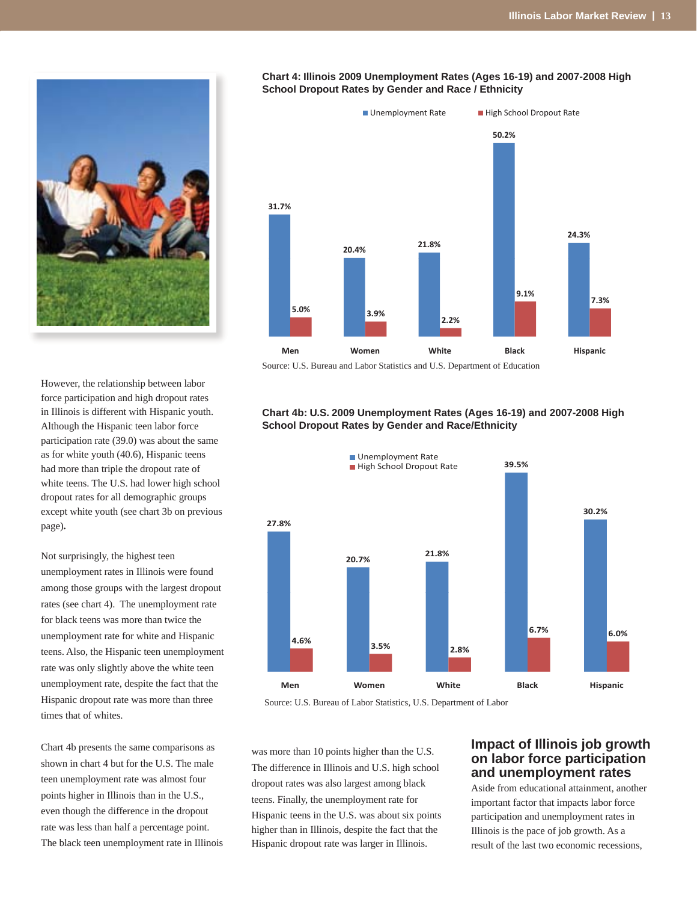**Chart 4: Illinois 2009 Unemployment Rates (Ages 16-19) and 2007-2008 High School Dropout Rates by Gender and Race / Ethnicity**

| | Unemployment Rate | High School Dropout Rate |
|---|---|---|
| Men | 31.7% | 5.0% |
| Women | 20.4% | 3.9% |
| White | 21.8% | 2.2% |
| Black | 50.2% | 9.1% |
| Hispanic | 24.3% | 7.3% |

Source: U.S. Bureau and Labor Statistics and U.S. Department of Education

**Chart 4b: U.S. 2009 Unemployment Rates (Ages 16-19) and 2007-2008 High School Dropout Rates by Gender and Race/Ethnicity**

| | Unemployment Rate | High School Dropout Rate |
|---|---|---|
| Men | 27.8% | 4.6% |
| Women | 20.7% | 3.5% |
| White | 21.8% | 2.8% |
| Black | 39.5% | 6.7% |
| Hispanic | 30.2% | 6.0% |

Source: U.S. Bureau of Labor Statistics, U.S. Department of Labor

However, the relationship between labor force participation and high dropout rates in Illinois is different with Hispanic youth. Although the Hispanic teen labor force participation rate (39.0) was about the same as for white youth (40.6), Hispanic teens had more than triple the dropout rate of white teens. The U.S. had lower high school dropout rates for all demographic groups except white youth (see chart 3b on previous page).

Not surprisingly, the highest teen unemployment rates in Illinois were found among those groups with the largest dropout rates (see chart 4). The unemployment rate for black teens was more than twice the unemployment rate for white and Hispanic teens. Also, the Hispanic teen unemployment rate was only slightly above the white teen unemployment rate, despite the fact that the Hispanic dropout rate was more than three times that of whites.

Chart 4b presents the same comparisons as shown in chart 4 but for the U.S. The male teen unemployment rate was almost four points higher in Illinois than in the U.S., even though the difference in the dropout rate was less than half a percentage point. The black teen unemployment rate in Illinois was more than 10 points higher than the U.S. The difference in Illinois and U.S. high school dropout rates was also largest among black teens. Finally, the unemployment rate for Hispanic teens in the U.S. was about six points higher than in Illinois, despite the fact that the Hispanic dropout rate was larger in Illinois.

## Impact of Illinois job growth on labor force participation and unemployment rates

Aside from educational attainment, another important factor that impacts labor force participation and unemployment rates in Illinois is the pace of job growth. As a result of the last two economic recessions,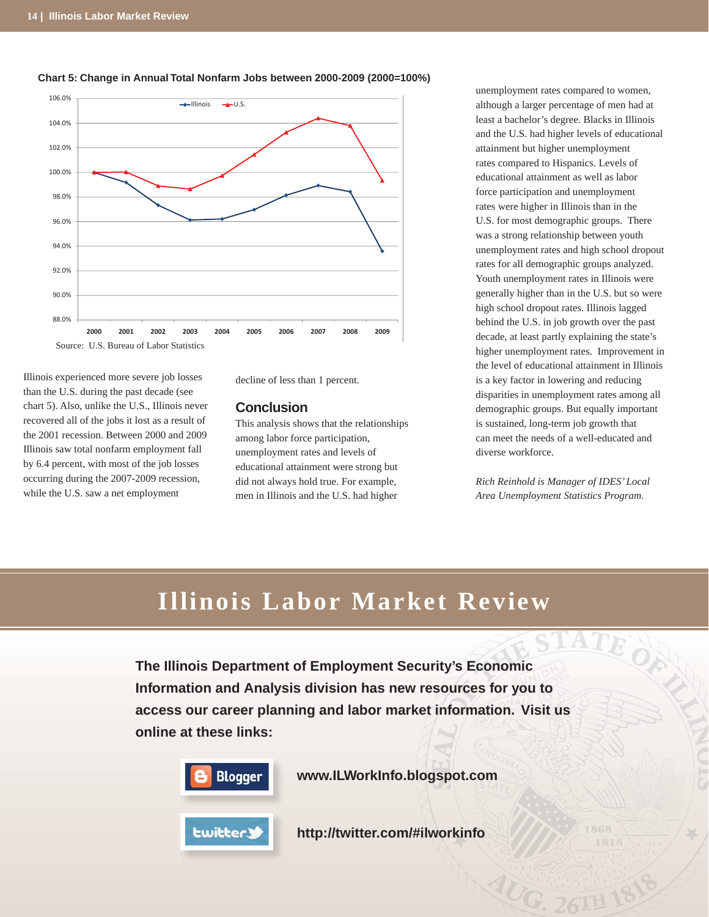**Chart 5: Change in Annual Total Nonfarm Jobs between 2000-2009 (2000=100%)**

Illinois U.S.

106.0%
104.0%
102.0%
100.0%
98.0%
96.0%
94.0%
92.0%
90.0%
88.0%

2000 2001 2002 2003 2004 2005 2006 2007 2008 2009

Source: U.S. Bureau of Labor Statistics

Illinois experienced more severe job losses than the U.S. during the past decade (see chart 5). Also, unlike the U.S., Illinois never recovered all of the jobs it lost as a result of the 2001 recession. Between 2000 and 2009 Illinois saw total nonfarm employment fall by 6.4 percent, with most of the job losses occurring during the 2007-2009 recession, while the U.S. saw a net employment decline of less than 1 percent.

## Conclusion

This analysis shows that the relationships among labor force participation, unemployment rates and levels of educational attainment were strong but did not always hold true. For example, men in Illinois and the U.S. had higher unemployment rates compared to women, although a larger percentage of men had at least a bachelor's degree. Blacks in Illinois and the U.S. had higher levels of educational attainment but higher unemployment rates compared to Hispanics. Levels of educational attainment as well as labor force participation and unemployment rates were higher in Illinois than in the U.S. for most demographic groups. There was a strong relationship between youth unemployment rates and high school dropout rates for all demographic groups analyzed. Youth unemployment rates in Illinois were generally higher than in the U.S. but so were high school dropout rates. Illinois lagged behind the U.S. in job growth over the past decade, at least partly explaining the state's higher unemployment rates. Improvement in the level of educational attainment in Illinois is a key factor in lowering and reducing disparities in unemployment rates among all demographic groups. But equally important is sustained, long-term job growth that can meet the needs of a well-educated and diverse workforce.

*Rich Reinhold is Manager of IDES' Local Area Unemployment Statistics Program.*

# Illinois Labor Market Review

**The Illinois Department of Employment Security's Economic Information and Analysis division has new resources for you to access our career planning and labor market information. Visit us online at these links:**

Blogger **www.ILWorkInfo.blogspot.com**

twitter **http://twitter.com/#ilworkinfo**